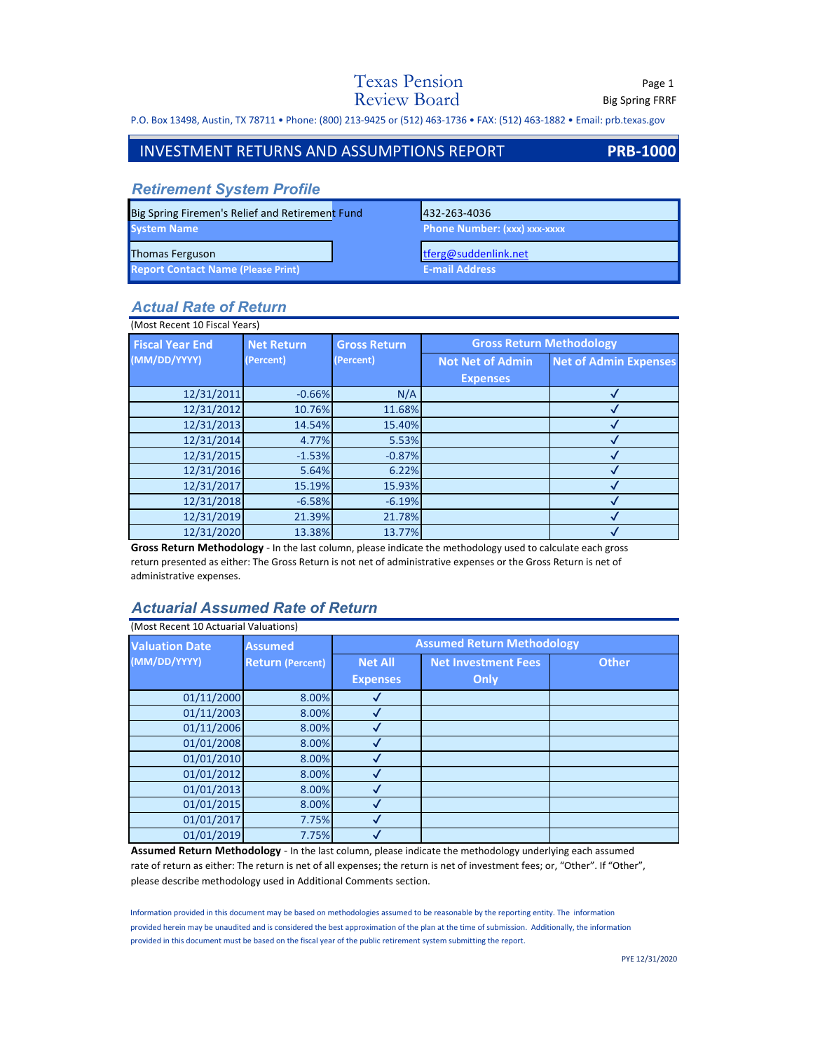Texas Pension Review Board

Big Spring FRRF

P.O. Box 13498, Austin, TX 78711 • Phone: (800) 213-9425 or (512) 463-1736 • FAX: (512) 463-1882 • Email: prb.texas.gov

# INVESTMENT RETURNS AND ASSUMPTIONS REPORT **PRB-1000**

## *Retirement System Profile*

| | |
|---|---|
| Big Spring Firemen's Relief and Retirement Fund | 432-263-4036 |
| **System Name** | **Phone Number: (xxx) xxx-xxxx** |
| Thomas Ferguson | tferg@suddenlink.net |
| **Report Contact Name (Please Print)** | **E-mail Address** |

## *Actual Rate of Return*

(Most Recent 10 Fiscal Years)

| Fiscal Year End (MM/DD/YYYY) | Net Return (Percent) | Gross Return (Percent) | Gross Return Methodology | |
|---|---|---|---|---|
| | | | Not Net of Admin Expenses | Net of Admin Expenses |
| 12/31/2011 | -0.66% | N/A | | ✓ |
| 12/31/2012 | 10.76% | 11.68% | | ✓ |
| 12/31/2013 | 14.54% | 15.40% | | ✓ |
| 12/31/2014 | 4.77% | 5.53% | | ✓ |
| 12/31/2015 | -1.53% | -0.87% | | ✓ |
| 12/31/2016 | 5.64% | 6.22% | | ✓ |
| 12/31/2017 | 15.19% | 15.93% | | ✓ |
| 12/31/2018 | -6.58% | -6.19% | | ✓ |
| 12/31/2019 | 21.39% | 21.78% | | ✓ |
| 12/31/2020 | 13.38% | 13.77% | | ✓ |

**Gross Return Methodology** - In the last column, please indicate the methodology used to calculate each gross return presented as either: The Gross Return is not net of administrative expenses or the Gross Return is net of administrative expenses.

## *Actuarial Assumed Rate of Return*

(Most Recent 10 Actuarial Valuations)

| Valuation Date (MM/DD/YYYY) | Assumed Return (Percent) | Assumed Return Methodology | | |
|---|---|---|---|---|
| | | Net All Expenses | Net Investment Fees Only | Other |
| 01/11/2000 | 8.00% | ✓ | | |
| 01/11/2003 | 8.00% | ✓ | | |
| 01/11/2006 | 8.00% | ✓ | | |
| 01/01/2008 | 8.00% | ✓ | | |
| 01/01/2010 | 8.00% | ✓ | | |
| 01/01/2012 | 8.00% | ✓ | | |
| 01/01/2013 | 8.00% | ✓ | | |
| 01/01/2015 | 8.00% | ✓ | | |
| 01/01/2017 | 7.75% | ✓ | | |
| 01/01/2019 | 7.75% | ✓ | | |

**Assumed Return Methodology** - In the last column, please indicate the methodology underlying each assumed rate of return as either: The return is net of all expenses; the return is net of investment fees; or, "Other". If "Other", please describe methodology used in Additional Comments section.

Information provided in this document may be based on methodologies assumed to be reasonable by the reporting entity. The information provided herein may be unaudited and is considered the best approximation of the plan at the time of submission. Additionally, the information provided in this document must be based on the fiscal year of the public retirement system submitting the report.

PYE 12/31/2020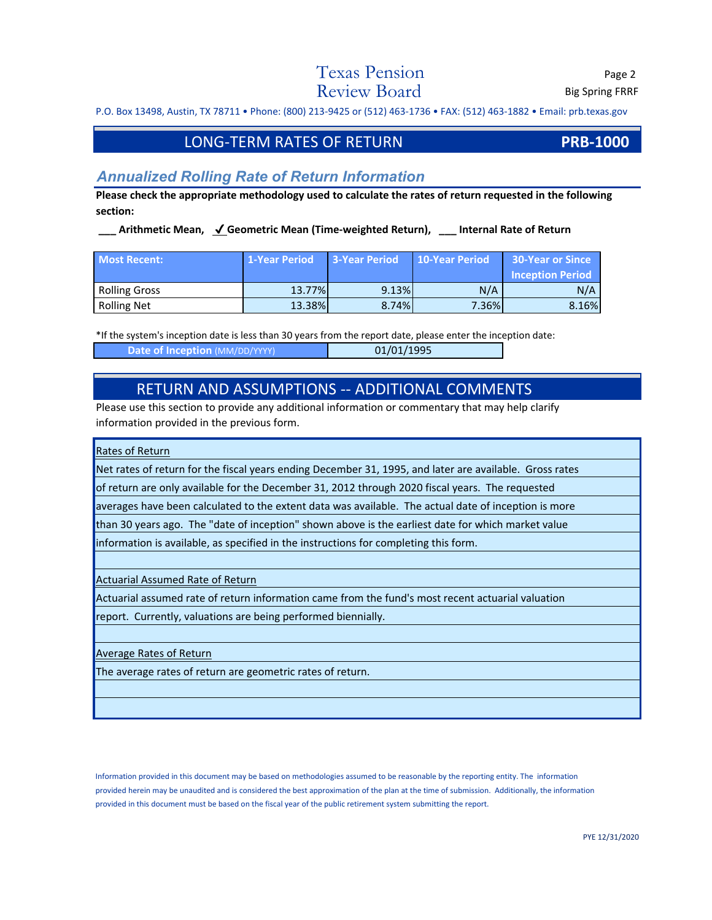Texas Pension Review Board

Big Spring FRRF

P.O. Box 13498, Austin, TX 78711 • Phone: (800) 213-9425 or (512) 463-1736 • FAX: (512) 463-1882 • Email: prb.texas.gov

## LONG-TERM RATES OF RETURN **PRB-1000**

### *Annualized Rolling Rate of Return Information*

**Please check the appropriate methodology used to calculate the rates of return requested in the following section:**

**___ Arithmetic Mean, ✓ Geometric Mean (Time-weighted Return), ___ Internal Rate of Return**

| Most Recent: | 1-Year Period | 3-Year Period | 10-Year Period | 30-Year or Since Inception Period |
|---|---|---|---|---|
| Rolling Gross | 13.77% | 9.13% | N/A | N/A |
| Rolling Net | 13.38% | 8.74% | 7.36% | 8.16% |

*If the system's inception date is less than 30 years from the report date, please enter the inception date:

| Date of Inception (MM/DD/YYYY) | 01/01/1995 |
|---|---|

## RETURN AND ASSUMPTIONS -- ADDITIONAL COMMENTS

Please use this section to provide any additional information or commentary that may help clarify information provided in the previous form.

Rates of Return

Net rates of return for the fiscal years ending December 31, 1995, and later are available. Gross rates of return are only available for the December 31, 2012 through 2020 fiscal years. The requested averages have been calculated to the extent data was available. The actual date of inception is more than 30 years ago. The "date of inception" shown above is the earliest date for which market value information is available, as specified in the instructions for completing this form.

Actuarial Assumed Rate of Return

Actuarial assumed rate of return information came from the fund's most recent actuarial valuation report. Currently, valuations are being performed biennially.

Average Rates of Return

The average rates of return are geometric rates of return.

Information provided in this document may be based on methodologies assumed to be reasonable by the reporting entity. The information provided herein may be unaudited and is considered the best approximation of the plan at the time of submission. Additionally, the information provided in this document must be based on the fiscal year of the public retirement system submitting the report.

PYE 12/31/2020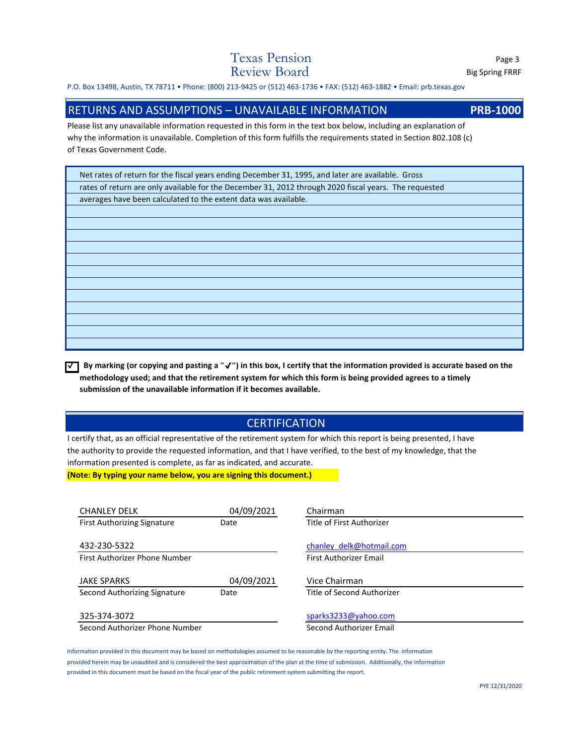Texas Pension Review Board

Big Spring FRRF

P.O. Box 13498, Austin, TX 78711 • Phone: (800) 213-9425 or (512) 463-1736 • FAX: (512) 463-1882 • Email: prb.texas.gov

## RETURNS AND ASSUMPTIONS – UNAVAILABLE INFORMATION **PRB-1000**

Please list any unavailable information requested in this form in the text box below, including an explanation of why the information is unavailable. Completion of this form fulfills the requirements stated in Section 802.108 (c) of Texas Government Code.

Net rates of return for the fiscal years ending December 31, 1995, and later are available. Gross rates of return are only available for the December 31, 2012 through 2020 fiscal years. The requested averages have been calculated to the extent data was available.

☑ **By marking (or copying and pasting a "✓") in this box, I certify that the information provided is accurate based on the methodology used; and that the retirement system for which this form is being provided agrees to a timely submission of the unavailable information if it becomes available.**

## CERTIFICATION

I certify that, as an official representative of the retirement system for which this report is being presented, I have the authority to provide the requested information, and that I have verified, to the best of my knowledge, that the information presented is complete, as far as indicated, and accurate.

**(Note: By typing your name below, you are signing this document.)**

| | | |
|---|---|---|
| CHANLEY DELK | 04/09/2021 | Chairman |
| First Authorizing Signature | Date | Title of First Authorizer |
| 432-230-5322 | | chanley_delk@hotmail.com |
| First Authorizer Phone Number | | First Authorizer Email |
| JAKE SPARKS | 04/09/2021 | Vice Chairman |
| Second Authorizing Signature | Date | Title of Second Authorizer |
| 325-374-3072 | | sparks3233@yahoo.com |
| Second Authorizer Phone Number | | Second Authorizer Email |

Information provided in this document may be based on methodologies assumed to be reasonable by the reporting entity. The information provided herein may be unaudited and is considered the best approximation of the plan at the time of submission. Additionally, the information provided in this document must be based on the fiscal year of the public retirement system submitting the report.

PYE 12/31/2020